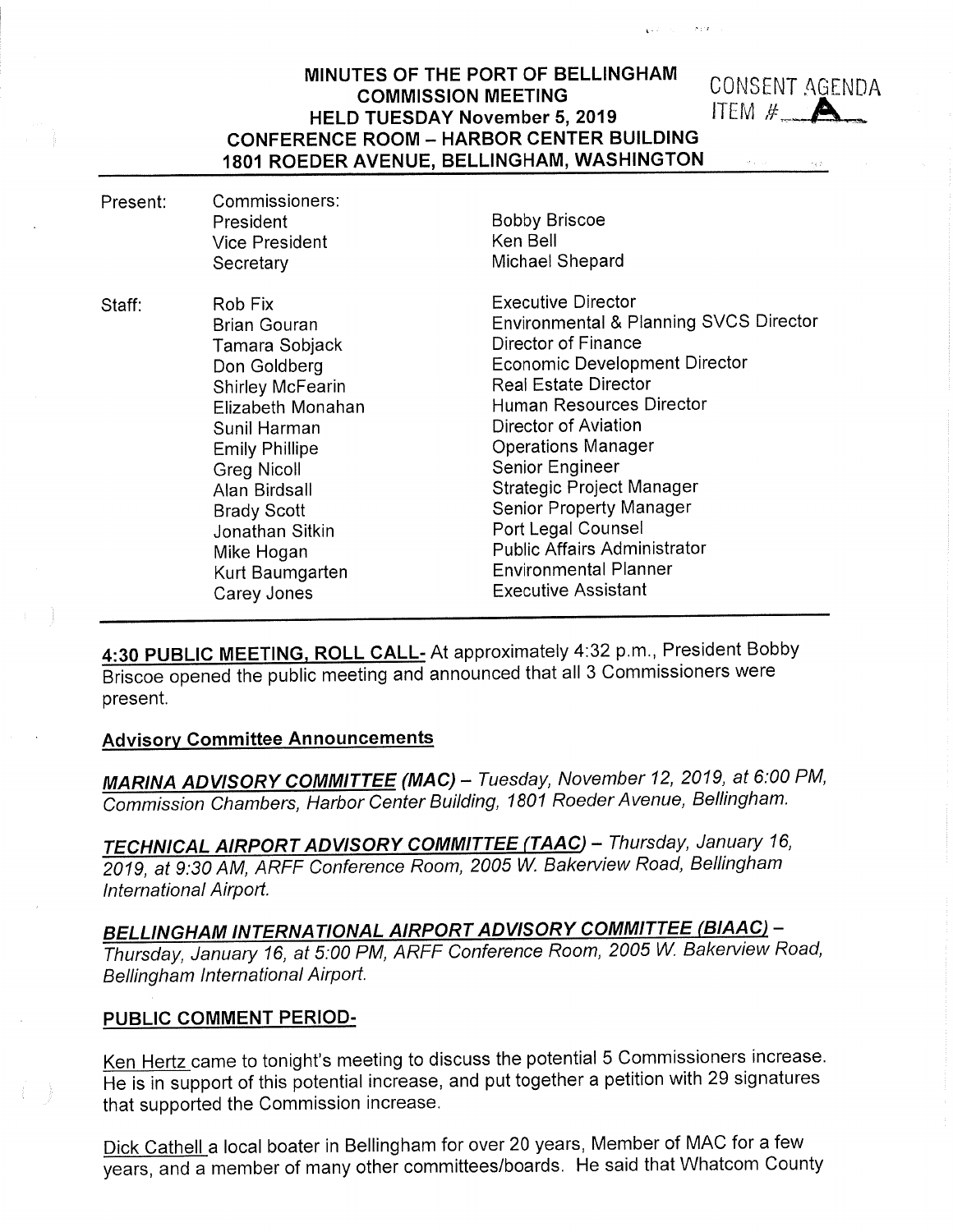# MINUTES OF THE PORT OF BELLINGHAM COMMISSION MEETING HELD TUESDAY November 5, 2019 CONFERENCE ROOM – HARBOR CENTER BUILDING 1801 ROEDER AVENUE, BELLINGHAM, WASHINGTON

CONSENT AGENDA ITEM # A

| | | |
|---|---|---|
| Present: | Commissioners: | |
| | President | Bobby Briscoe |
| | Vice President | Ken Bell |
| | Secretary | Michael Shepard |
| Staff: | Rob Fix | Executive Director |
| | Brian Gouran | Environmental & Planning SVCS Director |
| | Tamara Sobjack | Director of Finance |
| | Don Goldberg | Economic Development Director |
| | Shirley McFearin | Real Estate Director |
| | Elizabeth Monahan | Human Resources Director |
| | Sunil Harman | Director of Aviation |
| | Emily Phillipe | Operations Manager |
| | Greg Nicoll | Senior Engineer |
| | Alan Birdsall | Strategic Project Manager |
| | Brady Scott | Senior Property Manager |
| | Jonathan Sitkin | Port Legal Counsel |
| | Mike Hogan | Public Affairs Administrator |
| | Kurt Baumgarten | Environmental Planner |
| | Carey Jones | Executive Assistant |

**4:30 PUBLIC MEETING, ROLL CALL-** At approximately 4:32 p.m., President Bobby Briscoe opened the public meeting and announced that all 3 Commissioners were present.

## Advisory Committee Announcements

***MARINA ADVISORY COMMITTEE (MAC)*** *– Tuesday, November 12, 2019, at 6:00 PM, Commission Chambers, Harbor Center Building, 1801 Roeder Avenue, Bellingham.*

***TECHNICAL AIRPORT ADVISORY COMMITTEE (TAAC)*** *– Thursday, January 16, 2019, at 9:30 AM, ARFF Conference Room, 2005 W. Bakerview Road, Bellingham International Airport.*

***BELLINGHAM INTERNATIONAL AIRPORT ADVISORY COMMITTEE (BIAAC)*** *– Thursday, January 16, at 5:00 PM, ARFF Conference Room, 2005 W. Bakerview Road, Bellingham International Airport.*

## PUBLIC COMMENT PERIOD-

Ken Hertz came to tonight's meeting to discuss the potential 5 Commissioners increase. He is in support of this potential increase, and put together a petition with 29 signatures that supported the Commission increase.

Dick Cathell a local boater in Bellingham for over 20 years, Member of MAC for a few years, and a member of many other committees/boards. He said that Whatcom County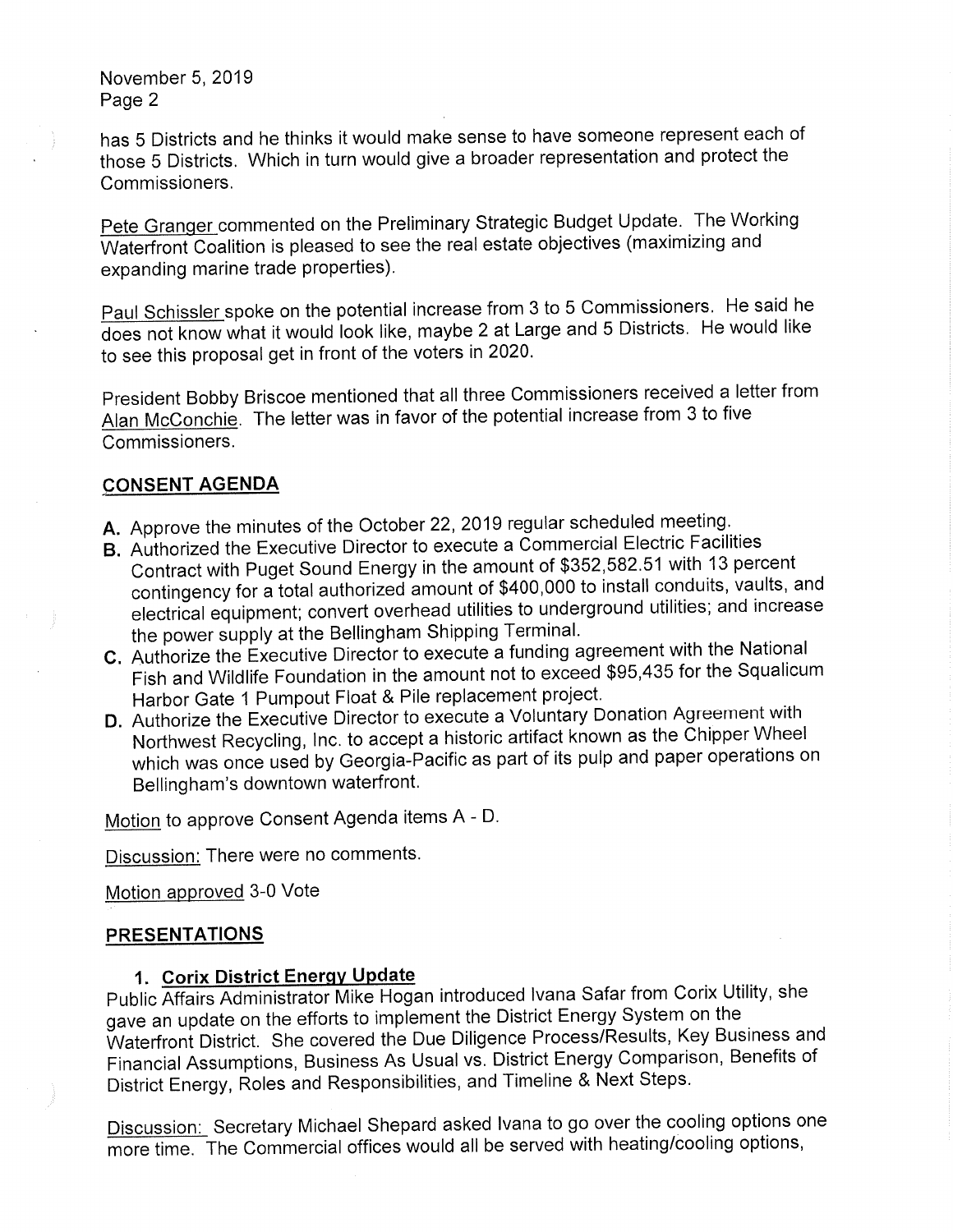has 5 Districts and he thinks it would make sense to have someone represent each of those 5 Districts. Which in turn would give a broader representation and protect the Commissioners.

Pete Granger commented on the Preliminary Strategic Budget Update. The Working Waterfront Coalition is pleased to see the real estate objectives (maximizing and expanding marine trade properties).

Paul Schissler spoke on the potential increase from 3 to 5 Commissioners. He said he does not know what it would look like, maybe 2 at Large and 5 Districts. He would like to see this proposal get in front of the voters in 2020.

President Bobby Briscoe mentioned that all three Commissioners received a letter from Alan McConchie. The letter was in favor of the potential increase from 3 to five Commissioners.

## CONSENT AGENDA

**A.** Approve the minutes of the October 22, 2019 regular scheduled meeting.

**B.** Authorized the Executive Director to execute a Commercial Electric Facilities Contract with Puget Sound Energy in the amount of $352,582.51 with 13 percent contingency for a total authorized amount of $400,000 to install conduits, vaults, and electrical equipment; convert overhead utilities to underground utilities; and increase the power supply at the Bellingham Shipping Terminal.

**C.** Authorize the Executive Director to execute a funding agreement with the National Fish and Wildlife Foundation in the amount not to exceed $95,435 for the Squalicum Harbor Gate 1 Pumpout Float & Pile replacement project.

**D.** Authorize the Executive Director to execute a Voluntary Donation Agreement with Northwest Recycling, Inc. to accept a historic artifact known as the Chipper Wheel which was once used by Georgia-Pacific as part of its pulp and paper operations on Bellingham's downtown waterfront.

Motion to approve Consent Agenda items A - D.

Discussion: There were no comments.

Motion approved 3-0 Vote

## PRESENTATIONS

### 1. Corix District Energy Update

Public Affairs Administrator Mike Hogan introduced Ivana Safar from Corix Utility, she gave an update on the efforts to implement the District Energy System on the Waterfront District. She covered the Due Diligence Process/Results, Key Business and Financial Assumptions, Business As Usual vs. District Energy Comparison, Benefits of District Energy, Roles and Responsibilities, and Timeline & Next Steps.

Discussion: Secretary Michael Shepard asked Ivana to go over the cooling options one more time. The Commercial offices would all be served with heating/cooling options,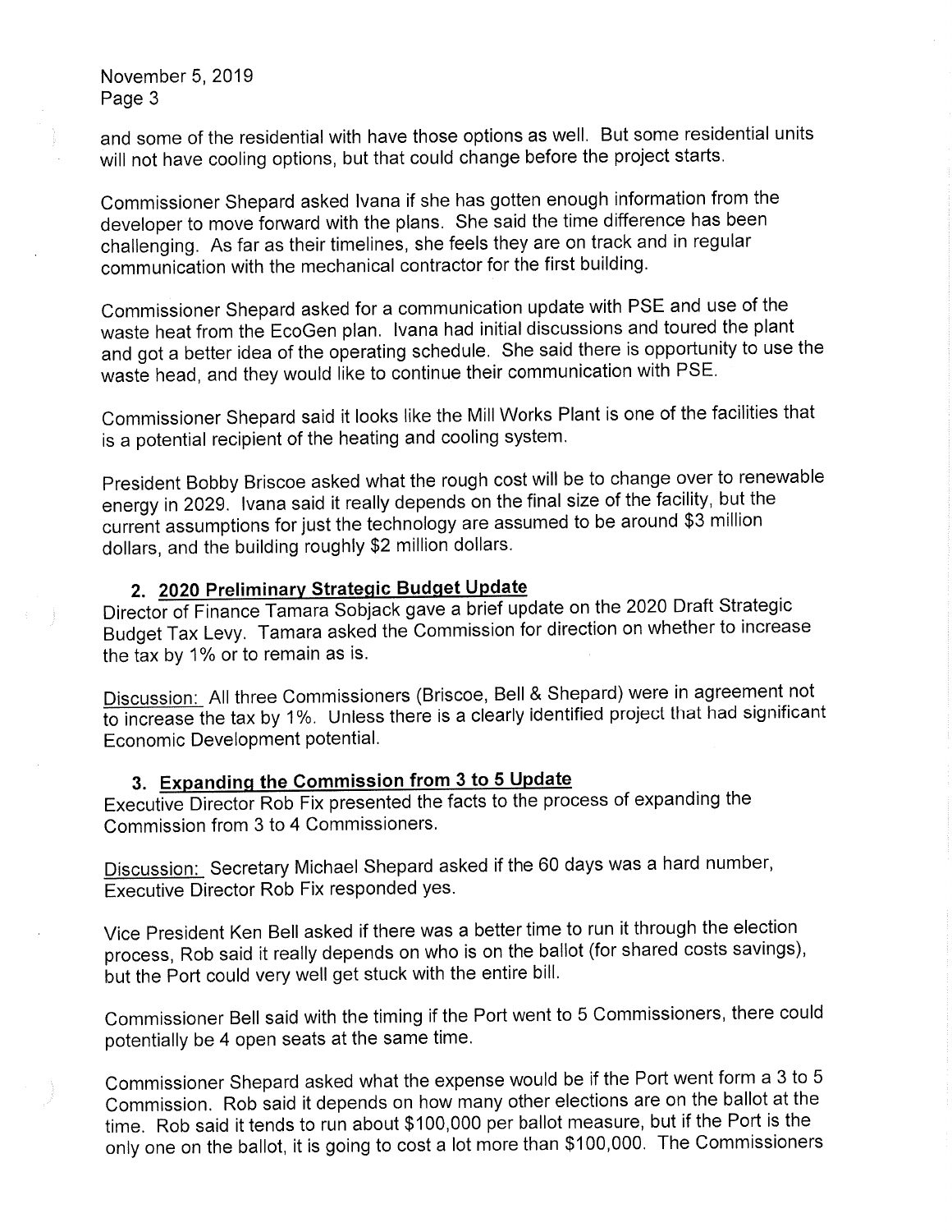and some of the residential with have those options as well. But some residential units will not have cooling options, but that could change before the project starts.

Commissioner Shepard asked Ivana if she has gotten enough information from the developer to move forward with the plans. She said the time difference has been challenging. As far as their timelines, she feels they are on track and in regular communication with the mechanical contractor for the first building.

Commissioner Shepard asked for a communication update with PSE and use of the waste heat from the EcoGen plan. Ivana had initial discussions and toured the plant and got a better idea of the operating schedule. She said there is opportunity to use the waste head, and they would like to continue their communication with PSE.

Commissioner Shepard said it looks like the Mill Works Plant is one of the facilities that is a potential recipient of the heating and cooling system.

President Bobby Briscoe asked what the rough cost will be to change over to renewable energy in 2029. Ivana said it really depends on the final size of the facility, but the current assumptions for just the technology are assumed to be around $3 million dollars, and the building roughly $2 million dollars.

2. **2020 Preliminary Strategic Budget Update**

Director of Finance Tamara Sobjack gave a brief update on the 2020 Draft Strategic Budget Tax Levy. Tamara asked the Commission for direction on whether to increase the tax by 1% or to remain as is.

Discussion: All three Commissioners (Briscoe, Bell & Shepard) were in agreement not to increase the tax by 1%. Unless there is a clearly identified project that had significant Economic Development potential.

3. **Expanding the Commission from 3 to 5 Update**

Executive Director Rob Fix presented the facts to the process of expanding the Commission from 3 to 4 Commissioners.

Discussion: Secretary Michael Shepard asked if the 60 days was a hard number, Executive Director Rob Fix responded yes.

Vice President Ken Bell asked if there was a better time to run it through the election process, Rob said it really depends on who is on the ballot (for shared costs savings), but the Port could very well get stuck with the entire bill.

Commissioner Bell said with the timing if the Port went to 5 Commissioners, there could potentially be 4 open seats at the same time.

Commissioner Shepard asked what the expense would be if the Port went form a 3 to 5 Commission. Rob said it depends on how many other elections are on the ballot at the time. Rob said it tends to run about $100,000 per ballot measure, but if the Port is the only one on the ballot, it is going to cost a lot more than $100,000. The Commissioners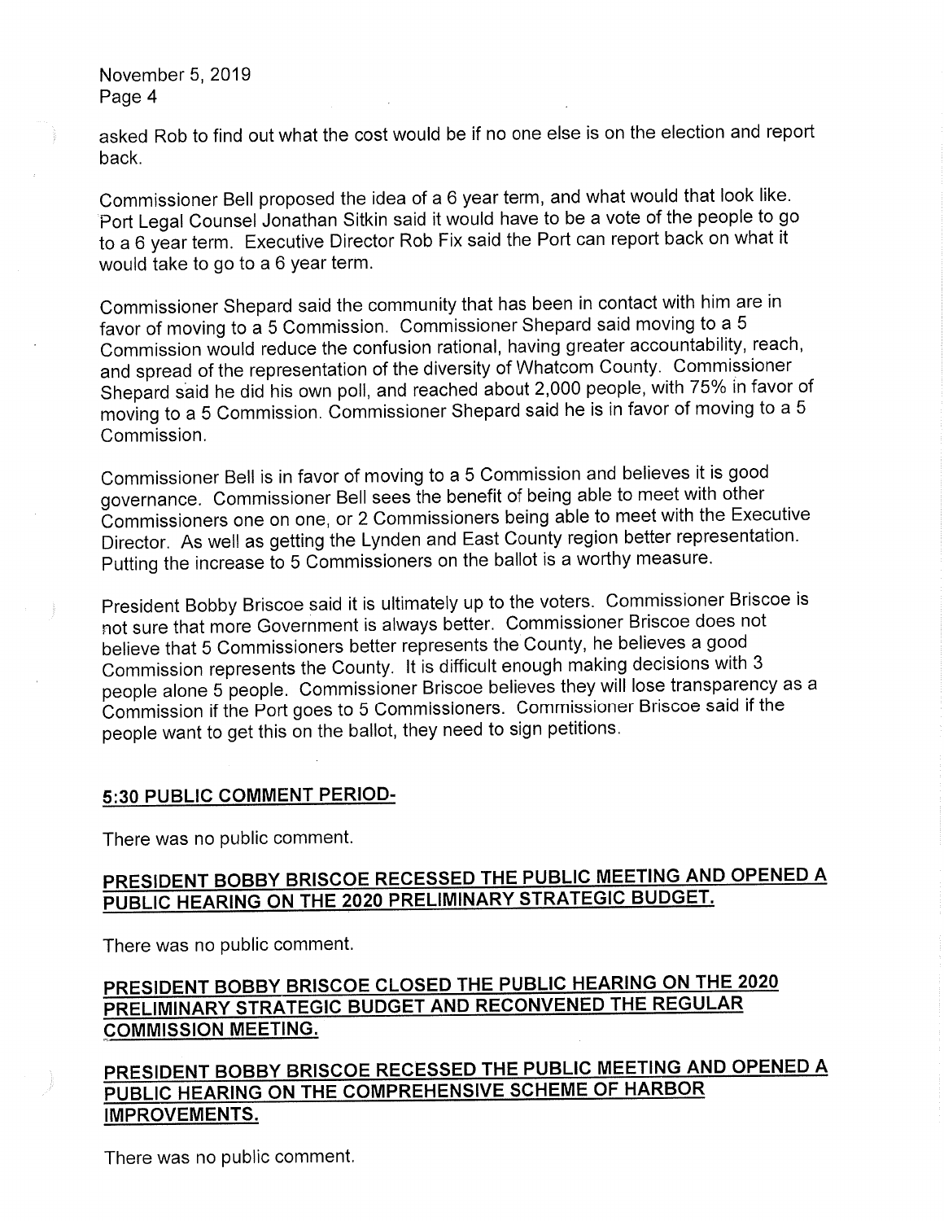asked Rob to find out what the cost would be if no one else is on the election and report back.

Commissioner Bell proposed the idea of a 6 year term, and what would that look like. Port Legal Counsel Jonathan Sitkin said it would have to be a vote of the people to go to a 6 year term. Executive Director Rob Fix said the Port can report back on what it would take to go to a 6 year term.

Commissioner Shepard said the community that has been in contact with him are in favor of moving to a 5 Commission. Commissioner Shepard said moving to a 5 Commission would reduce the confusion rational, having greater accountability, reach, and spread of the representation of the diversity of Whatcom County. Commissioner Shepard said he did his own poll, and reached about 2,000 people, with 75% in favor of moving to a 5 Commission. Commissioner Shepard said he is in favor of moving to a 5 Commission.

Commissioner Bell is in favor of moving to a 5 Commission and believes it is good governance. Commissioner Bell sees the benefit of being able to meet with other Commissioners one on one, or 2 Commissioners being able to meet with the Executive Director. As well as getting the Lynden and East County region better representation. Putting the increase to 5 Commissioners on the ballot is a worthy measure.

President Bobby Briscoe said it is ultimately up to the voters. Commissioner Briscoe is not sure that more Government is always better. Commissioner Briscoe does not believe that 5 Commissioners better represents the County, he believes a good Commission represents the County. It is difficult enough making decisions with 3 people alone 5 people. Commissioner Briscoe believes they will lose transparency as a Commission if the Port goes to 5 Commissioners. Commissioner Briscoe said if the people want to get this on the ballot, they need to sign petitions.

**5:30 PUBLIC COMMENT PERIOD-**

There was no public comment.

**PRESIDENT BOBBY BRISCOE RECESSED THE PUBLIC MEETING AND OPENED A PUBLIC HEARING ON THE 2020 PRELIMINARY STRATEGIC BUDGET.**

There was no public comment.

**PRESIDENT BOBBY BRISCOE CLOSED THE PUBLIC HEARING ON THE 2020 PRELIMINARY STRATEGIC BUDGET AND RECONVENED THE REGULAR COMMISSION MEETING.**

**PRESIDENT BOBBY BRISCOE RECESSED THE PUBLIC MEETING AND OPENED A PUBLIC HEARING ON THE COMPREHENSIVE SCHEME OF HARBOR IMPROVEMENTS.**

There was no public comment.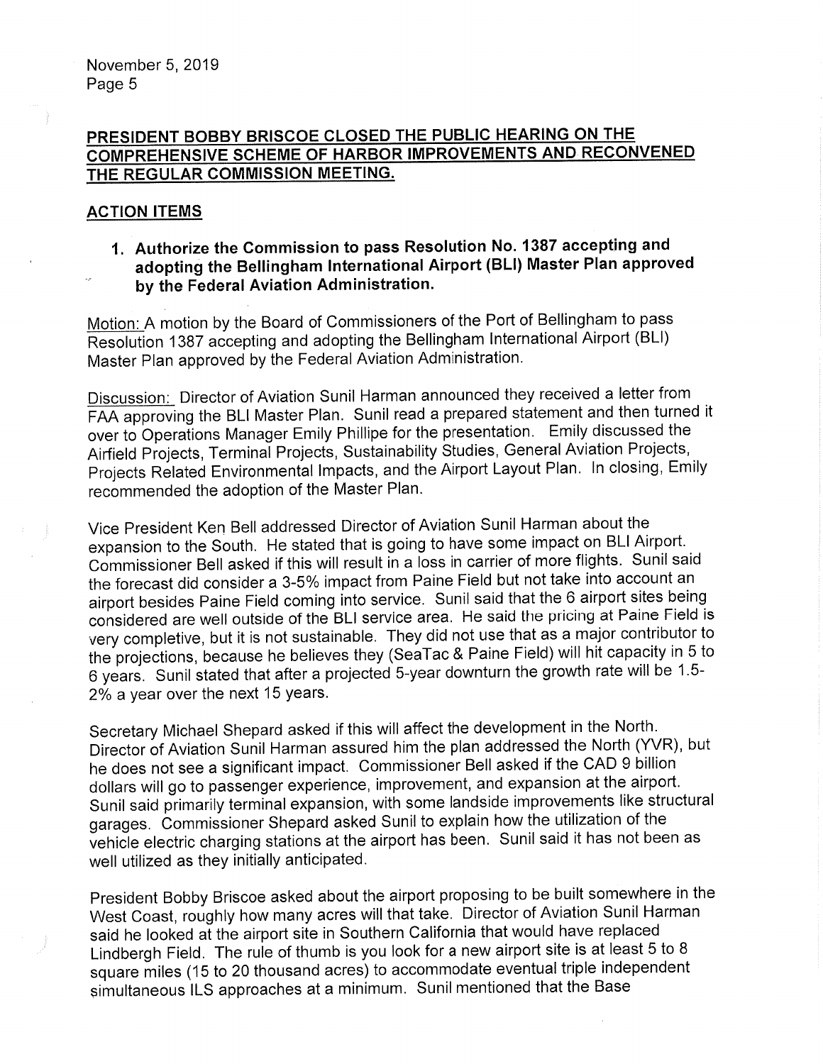**PRESIDENT BOBBY BRISCOE CLOSED THE PUBLIC HEARING ON THE COMPREHENSIVE SCHEME OF HARBOR IMPROVEMENTS AND RECONVENED THE REGULAR COMMISSION MEETING.**

**ACTION ITEMS**

1. **Authorize the Commission to pass Resolution No. 1387 accepting and adopting the Bellingham International Airport (BLI) Master Plan approved by the Federal Aviation Administration.**

Motion: A motion by the Board of Commissioners of the Port of Bellingham to pass Resolution 1387 accepting and adopting the Bellingham International Airport (BLI) Master Plan approved by the Federal Aviation Administration.

Discussion: Director of Aviation Sunil Harman announced they received a letter from FAA approving the BLI Master Plan. Sunil read a prepared statement and then turned it over to Operations Manager Emily Phillipe for the presentation. Emily discussed the Airfield Projects, Terminal Projects, Sustainability Studies, General Aviation Projects, Projects Related Environmental Impacts, and the Airport Layout Plan. In closing, Emily recommended the adoption of the Master Plan.

Vice President Ken Bell addressed Director of Aviation Sunil Harman about the expansion to the South. He stated that is going to have some impact on BLI Airport. Commissioner Bell asked if this will result in a loss in carrier of more flights. Sunil said the forecast did consider a 3-5% impact from Paine Field but not take into account an airport besides Paine Field coming into service. Sunil said that the 6 airport sites being considered are well outside of the BLI service area. He said the pricing at Paine Field is very completive, but it is not sustainable. They did not use that as a major contributor to the projections, because he believes they (SeaTac & Paine Field) will hit capacity in 5 to 6 years. Sunil stated that after a projected 5-year downturn the growth rate will be 1.5-2% a year over the next 15 years.

Secretary Michael Shepard asked if this will affect the development in the North. Director of Aviation Sunil Harman assured him the plan addressed the North (YVR), but he does not see a significant impact. Commissioner Bell asked if the CAD 9 billion dollars will go to passenger experience, improvement, and expansion at the airport. Sunil said primarily terminal expansion, with some landside improvements like structural garages. Commissioner Shepard asked Sunil to explain how the utilization of the vehicle electric charging stations at the airport has been. Sunil said it has not been as well utilized as they initially anticipated.

President Bobby Briscoe asked about the airport proposing to be built somewhere in the West Coast, roughly how many acres will that take. Director of Aviation Sunil Harman said he looked at the airport site in Southern California that would have replaced Lindbergh Field. The rule of thumb is you look for a new airport site is at least 5 to 8 square miles (15 to 20 thousand acres) to accommodate eventual triple independent simultaneous ILS approaches at a minimum. Sunil mentioned that the Base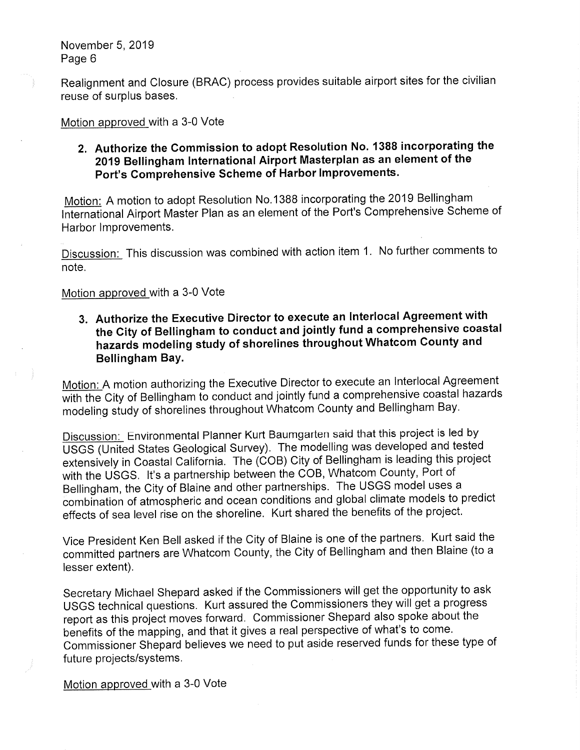Realignment and Closure (BRAC) process provides suitable airport sites for the civilian reuse of surplus bases.

Motion approved with a 3-0 Vote

2. **Authorize the Commission to adopt Resolution No. 1388 incorporating the 2019 Bellingham International Airport Masterplan as an element of the Port's Comprehensive Scheme of Harbor Improvements.**

Motion: A motion to adopt Resolution No.1388 incorporating the 2019 Bellingham International Airport Master Plan as an element of the Port's Comprehensive Scheme of Harbor Improvements.

Discussion: This discussion was combined with action item 1. No further comments to note.

Motion approved with a 3-0 Vote

3. **Authorize the Executive Director to execute an Interlocal Agreement with the City of Bellingham to conduct and jointly fund a comprehensive coastal hazards modeling study of shorelines throughout Whatcom County and Bellingham Bay.**

Motion: A motion authorizing the Executive Director to execute an Interlocal Agreement with the City of Bellingham to conduct and jointly fund a comprehensive coastal hazards modeling study of shorelines throughout Whatcom County and Bellingham Bay.

Discussion: Environmental Planner Kurt Baumgarten said that this project is led by USGS (United States Geological Survey). The modelling was developed and tested extensively in Coastal California. The (COB) City of Bellingham is leading this project with the USGS. It's a partnership between the COB, Whatcom County, Port of Bellingham, the City of Blaine and other partnerships. The USGS model uses a combination of atmospheric and ocean conditions and global climate models to predict effects of sea level rise on the shoreline. Kurt shared the benefits of the project.

Vice President Ken Bell asked if the City of Blaine is one of the partners. Kurt said the committed partners are Whatcom County, the City of Bellingham and then Blaine (to a lesser extent).

Secretary Michael Shepard asked if the Commissioners will get the opportunity to ask USGS technical questions. Kurt assured the Commissioners they will get a progress report as this project moves forward. Commissioner Shepard also spoke about the benefits of the mapping, and that it gives a real perspective of what's to come. Commissioner Shepard believes we need to put aside reserved funds for these type of future projects/systems.

Motion approved with a 3-0 Vote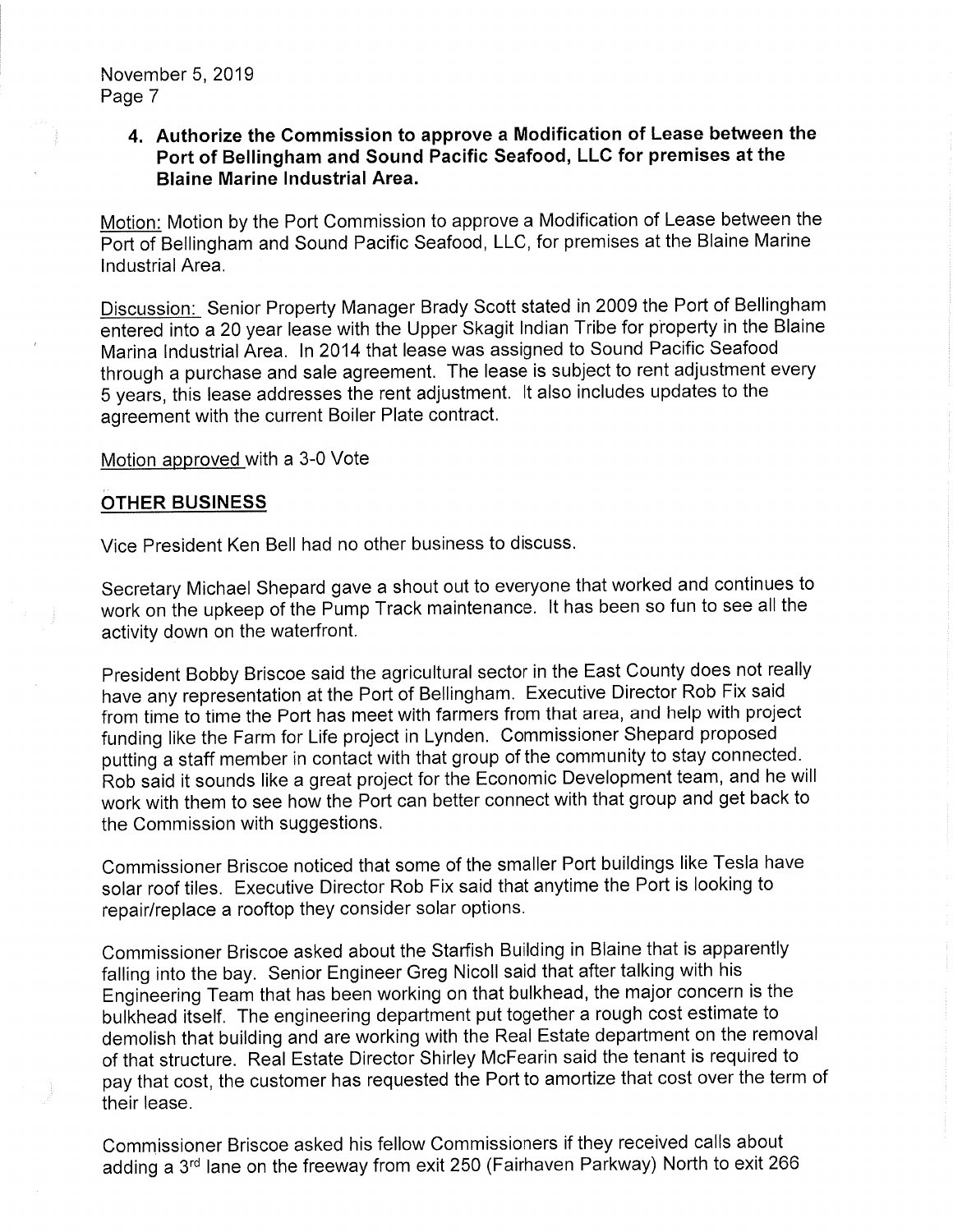4. **Authorize the Commission to approve a Modification of Lease between the Port of Bellingham and Sound Pacific Seafood, LLC for premises at the Blaine Marine Industrial Area.**

<u>Motion:</u> Motion by the Port Commission to approve a Modification of Lease between the Port of Bellingham and Sound Pacific Seafood, LLC, for premises at the Blaine Marine Industrial Area.

<u>Discussion:</u> Senior Property Manager Brady Scott stated in 2009 the Port of Bellingham entered into a 20 year lease with the Upper Skagit Indian Tribe for property in the Blaine Marina Industrial Area. In 2014 that lease was assigned to Sound Pacific Seafood through a purchase and sale agreement. The lease is subject to rent adjustment every 5 years, this lease addresses the rent adjustment. It also includes updates to the agreement with the current Boiler Plate contract.

<u>Motion approved</u> with a 3-0 Vote

## OTHER BUSINESS

Vice President Ken Bell had no other business to discuss.

Secretary Michael Shepard gave a shout out to everyone that worked and continues to work on the upkeep of the Pump Track maintenance. It has been so fun to see all the activity down on the waterfront.

President Bobby Briscoe said the agricultural sector in the East County does not really have any representation at the Port of Bellingham. Executive Director Rob Fix said from time to time the Port has meet with farmers from that area, and help with project funding like the Farm for Life project in Lynden. Commissioner Shepard proposed putting a staff member in contact with that group of the community to stay connected. Rob said it sounds like a great project for the Economic Development team, and he will work with them to see how the Port can better connect with that group and get back to the Commission with suggestions.

Commissioner Briscoe noticed that some of the smaller Port buildings like Tesla have solar roof tiles. Executive Director Rob Fix said that anytime the Port is looking to repair/replace a rooftop they consider solar options.

Commissioner Briscoe asked about the Starfish Building in Blaine that is apparently falling into the bay. Senior Engineer Greg Nicoll said that after talking with his Engineering Team that has been working on that bulkhead, the major concern is the bulkhead itself. The engineering department put together a rough cost estimate to demolish that building and are working with the Real Estate department on the removal of that structure. Real Estate Director Shirley McFearin said the tenant is required to pay that cost, the customer has requested the Port to amortize that cost over the term of their lease.

Commissioner Briscoe asked his fellow Commissioners if they received calls about adding a 3rd lane on the freeway from exit 250 (Fairhaven Parkway) North to exit 266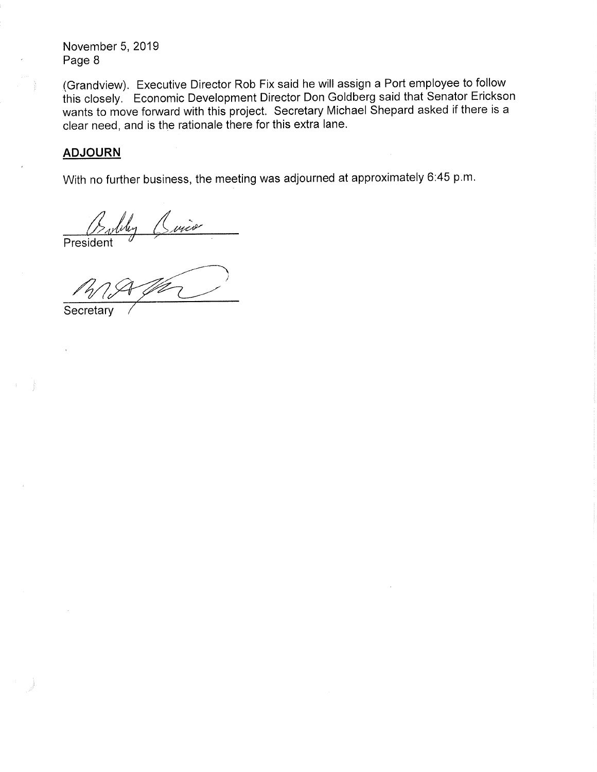(Grandview). Executive Director Rob Fix said he will assign a Port employee to follow this closely. Economic Development Director Don Goldberg said that Senator Erickson wants to move forward with this project. Secretary Michael Shepard asked if there is a clear need, and is the rationale there for this extra lane.

## ADJOURN

With no further business, the meeting was adjourned at approximately 6:45 p.m.

President

Secretary